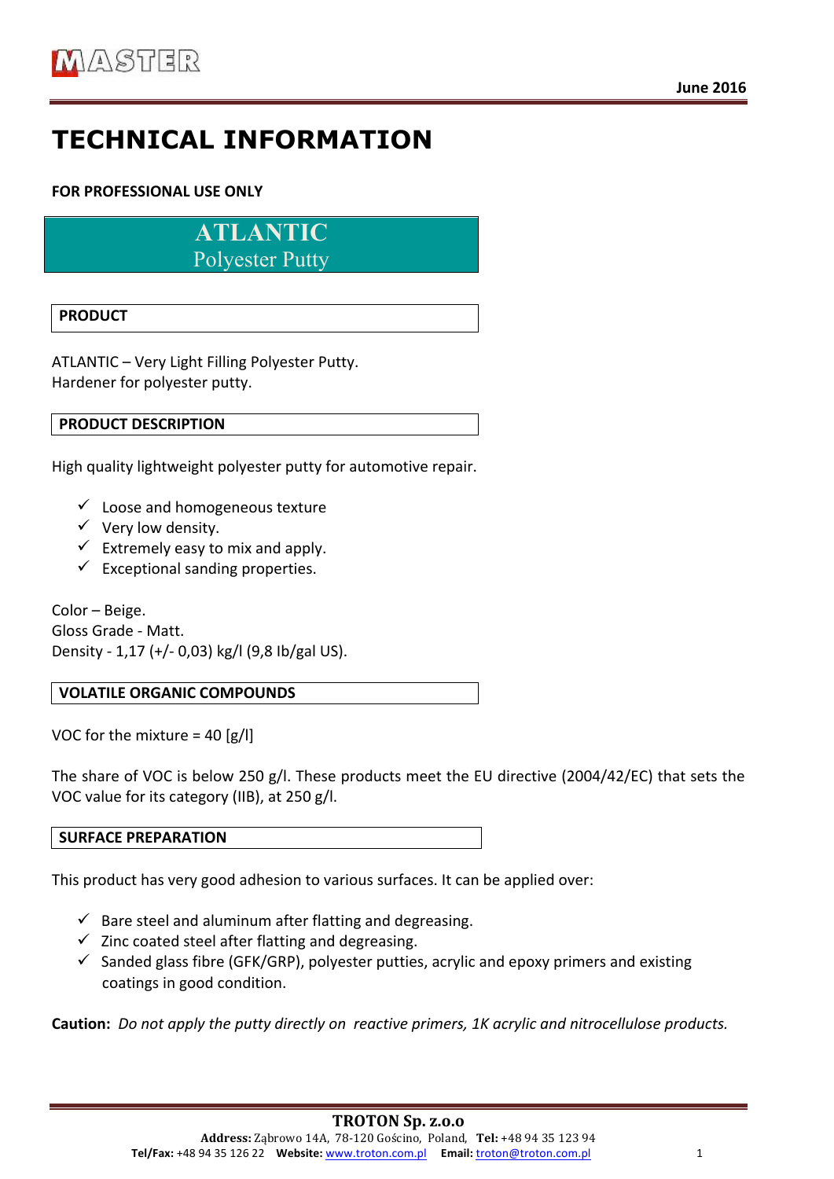June 2016

# TECHNICAL INFORMATION

**FOR PROFESSIONAL USE ONLY**

## ATLANTIC
Polyester Putty

### PRODUCT

ATLANTIC – Very Light Filling Polyester Putty.
Hardener for polyester putty.

### PRODUCT DESCRIPTION

High quality lightweight polyester putty for automotive repair.

- ✓ Loose and homogeneous texture
- ✓ Very low density.
- ✓ Extremely easy to mix and apply.
- ✓ Exceptional sanding properties.

Color – Beige.
Gloss Grade - Matt.
Density - 1,17 (+/- 0,03) kg/l (9,8 lb/gal US).

### VOLATILE ORGANIC COMPOUNDS

VOC for the mixture = 40 [g/l]

The share of VOC is below 250 g/l. These products meet the EU directive (2004/42/EC) that sets the VOC value for its category (IIB), at 250 g/l.

### SURFACE PREPARATION

This product has very good adhesion to various surfaces. It can be applied over:

- ✓ Bare steel and aluminum after flatting and degreasing.
- ✓ Zinc coated steel after flatting and degreasing.
- ✓ Sanded glass fibre (GFK/GRP), polyester putties, acrylic and epoxy primers and existing coatings in good condition.

**Caution:** *Do not apply the putty directly on reactive primers, 1K acrylic and nitrocellulose products.*

**TROTON Sp. z.o.o**
**Address:** Ząbrowo 14A, 78-120 Gościno, Poland, **Tel:** +48 94 35 123 94
**Tel/Fax:** +48 94 35 126 22 **Website:** www.troton.com.pl **Email:** troton@troton.com.pl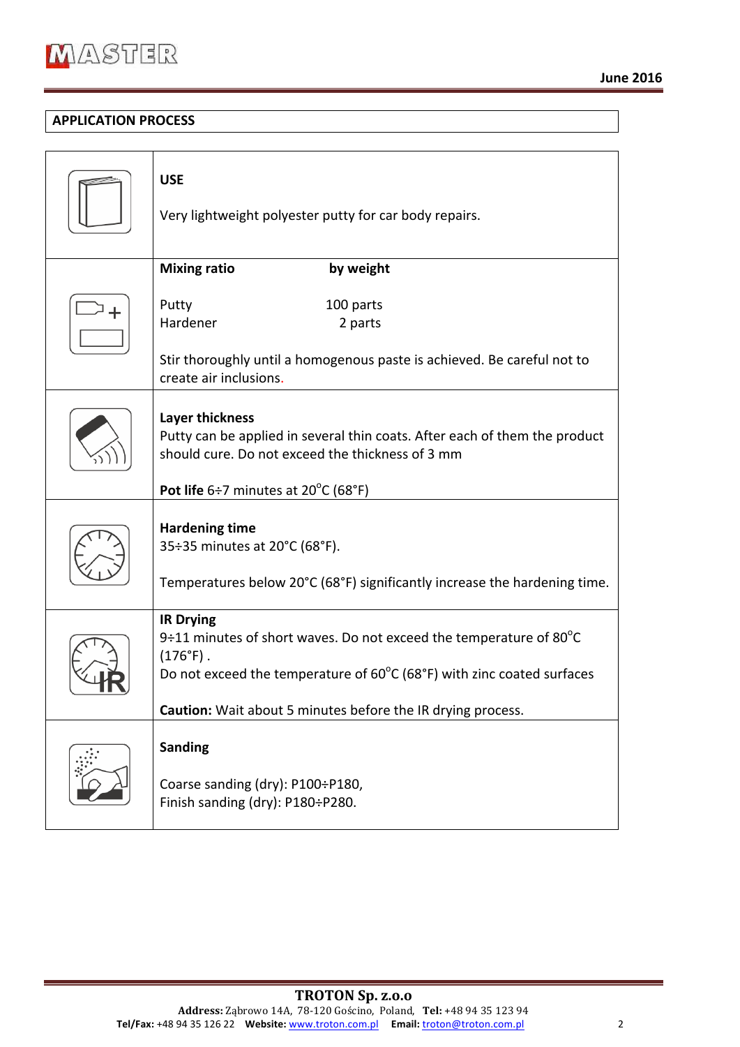## APPLICATION PROCESS

| | |
|---|---|
| | **USE**<br><br>Very lightweight polyester putty for car body repairs. |
| | **Mixing ratio** **by weight**<br><br>Putty 100 parts<br>Hardener 2 parts<br><br>Stir thoroughly until a homogenous paste is achieved. Be careful not to create air inclusions. |
| | **Layer thickness**<br>Putty can be applied in several thin coats. After each of them the product should cure. Do not exceed the thickness of 3 mm<br><br>**Pot life** 6÷7 minutes at 20°C (68°F) |
| | **Hardening time**<br>35÷35 minutes at 20°C (68°F).<br><br>Temperatures below 20°C (68°F) significantly increase the hardening time. |
| | **IR Drying**<br>9÷11 minutes of short waves. Do not exceed the temperature of 80°C (176°F) .<br>Do not exceed the temperature of 60°C (68°F) with zinc coated surfaces<br><br>**Caution:** Wait about 5 minutes before the IR drying process. |
| | **Sanding**<br><br>Coarse sanding (dry): P100÷P180,<br>Finish sanding (dry): P180÷P280. |

**TROTON Sp. z.o.o**
**Address:** Ząbrowo 14A, 78-120 Gościno, Poland, **Tel:** +48 94 35 123 94
**Tel/Fax:** +48 94 35 126 22 **Website:** www.troton.com.pl **Email:** troton@troton.com.pl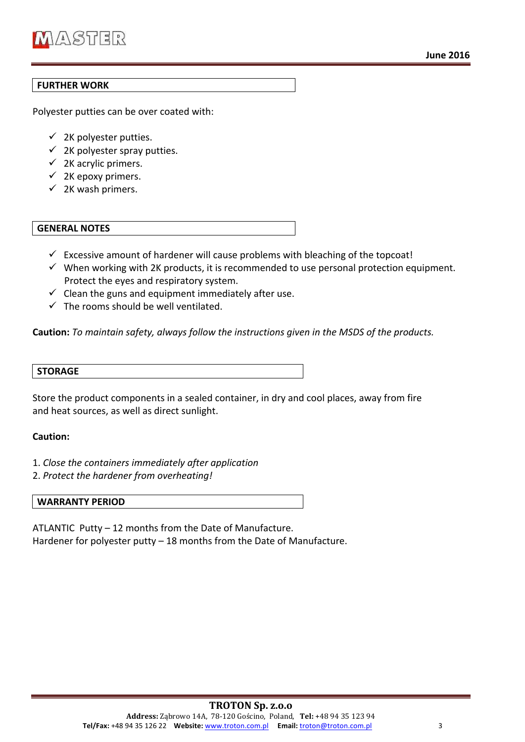## FURTHER WORK

Polyester putties can be over coated with:

- ✓ 2K polyester putties.
- ✓ 2K polyester spray putties.
- ✓ 2K acrylic primers.
- ✓ 2K epoxy primers.
- ✓ 2K wash primers.

## GENERAL NOTES

- ✓ Excessive amount of hardener will cause problems with bleaching of the topcoat!
- ✓ When working with 2K products, it is recommended to use personal protection equipment. Protect the eyes and respiratory system.
- ✓ Clean the guns and equipment immediately after use.
- ✓ The rooms should be well ventilated.

**Caution:** *To maintain safety, always follow the instructions given in the MSDS of the products.*

## STORAGE

Store the product components in a sealed container, in dry and cool places, away from fire and heat sources, as well as direct sunlight.

**Caution:**

1. *Close the containers immediately after application*
2. *Protect the hardener from overheating!*

## WARRANTY PERIOD

ATLANTIC Putty – 12 months from the Date of Manufacture.
Hardener for polyester putty – 18 months from the Date of Manufacture.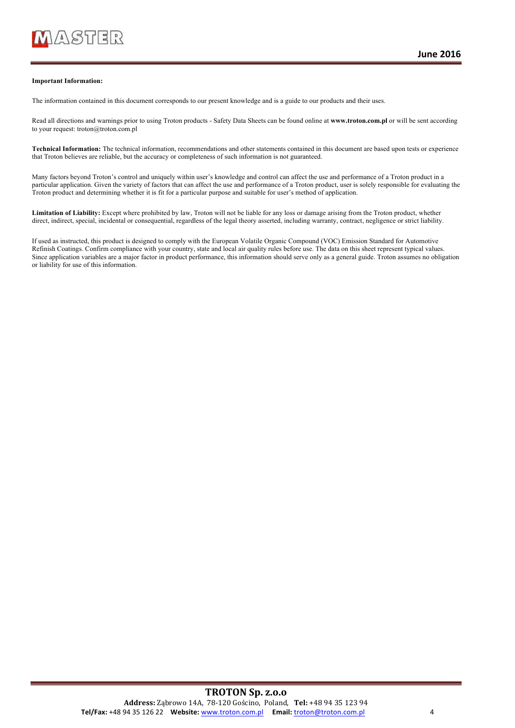**Important Information:**

The information contained in this document corresponds to our present knowledge and is a guide to our products and their uses.

Read all directions and warnings prior to using Troton products - Safety Data Sheets can be found online at **www.troton.com.pl** or will be sent according to your request: troton@troton.com.pl

**Technical Information:** The technical information, recommendations and other statements contained in this document are based upon tests or experience that Troton believes are reliable, but the accuracy or completeness of such information is not guaranteed.

Many factors beyond Troton's control and uniquely within user's knowledge and control can affect the use and performance of a Troton product in a particular application. Given the variety of factors that can affect the use and performance of a Troton product, user is solely responsible for evaluating the Troton product and determining whether it is fit for a particular purpose and suitable for user's method of application.

**Limitation of Liability:** Except where prohibited by law, Troton will not be liable for any loss or damage arising from the Troton product, whether direct, indirect, special, incidental or consequential, regardless of the legal theory asserted, including warranty, contract, negligence or strict liability.

If used as instructed, this product is designed to comply with the European Volatile Organic Compound (VOC) Emission Standard for Automotive Refinish Coatings. Confirm compliance with your country, state and local air quality rules before use. The data on this sheet represent typical values. Since application variables are a major factor in product performance, this information should serve only as a general guide. Troton assumes no obligation or liability for use of this information.